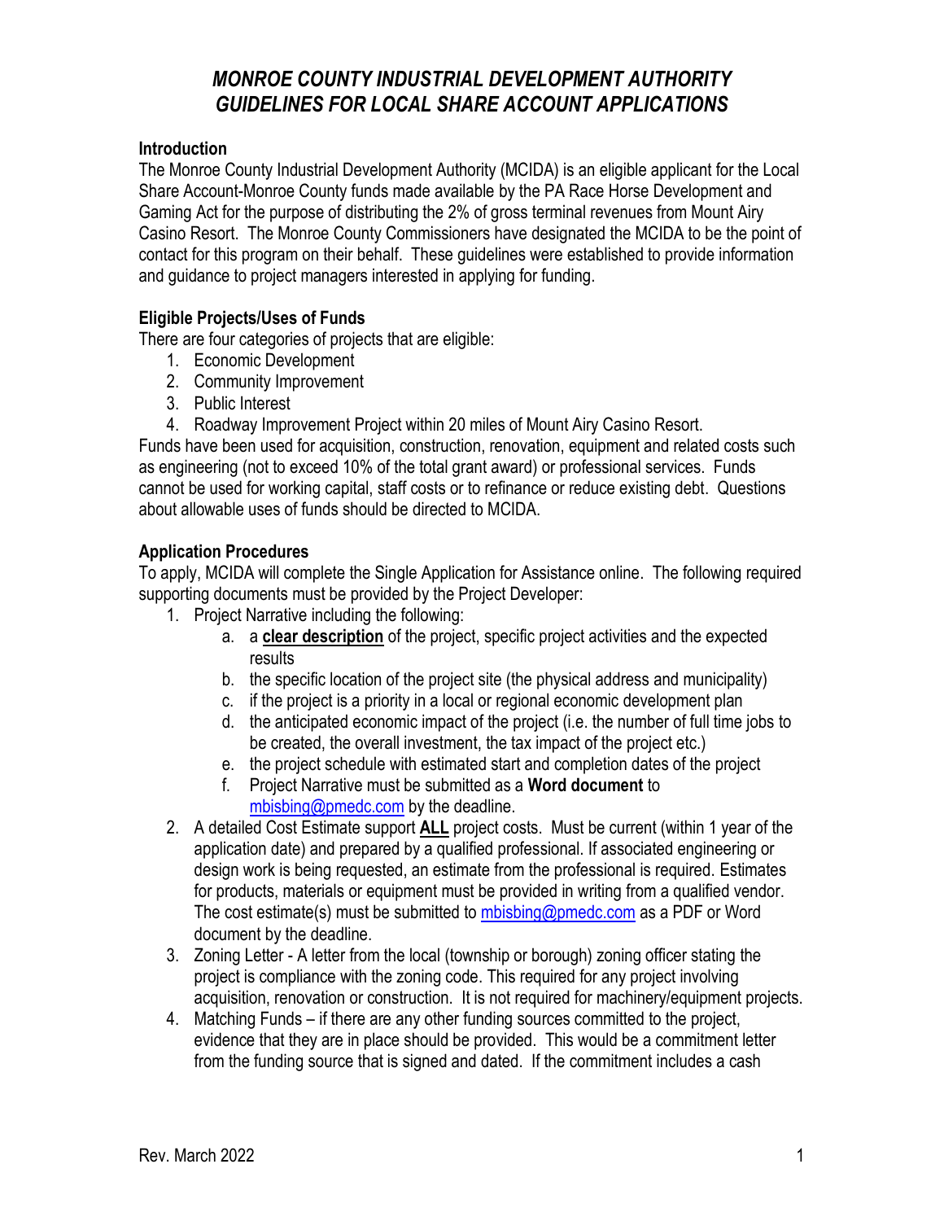# *MONROE COUNTY INDUSTRIAL DEVELOPMENT AUTHORITY GUIDELINES FOR LOCAL SHARE ACCOUNT APPLICATIONS*

**Introduction**

The Monroe County Industrial Development Authority (MCIDA) is an eligible applicant for the Local Share Account-Monroe County funds made available by the PA Race Horse Development and Gaming Act for the purpose of distributing the 2% of gross terminal revenues from Mount Airy Casino Resort. The Monroe County Commissioners have designated the MCIDA to be the point of contact for this program on their behalf. These guidelines were established to provide information and guidance to project managers interested in applying for funding.

**Eligible Projects/Uses of Funds**

There are four categories of projects that are eligible:

1. Economic Development
2. Community Improvement
3. Public Interest
4. Roadway Improvement Project within 20 miles of Mount Airy Casino Resort.

Funds have been used for acquisition, construction, renovation, equipment and related costs such as engineering (not to exceed 10% of the total grant award) or professional services. Funds cannot be used for working capital, staff costs or to refinance or reduce existing debt. Questions about allowable uses of funds should be directed to MCIDA.

**Application Procedures**

To apply, MCIDA will complete the Single Application for Assistance online. The following required supporting documents must be provided by the Project Developer:

1. Project Narrative including the following:
   a. a **clear description** of the project, specific project activities and the expected results
   b. the specific location of the project site (the physical address and municipality)
   c. if the project is a priority in a local or regional economic development plan
   d. the anticipated economic impact of the project (i.e. the number of full time jobs to be created, the overall investment, the tax impact of the project etc.)
   e. the project schedule with estimated start and completion dates of the project
   f. Project Narrative must be submitted as a **Word document** to mbisbing@pmedc.com by the deadline.
2. A detailed Cost Estimate support **ALL** project costs. Must be current (within 1 year of the application date) and prepared by a qualified professional. If associated engineering or design work is being requested, an estimate from the professional is required. Estimates for products, materials or equipment must be provided in writing from a qualified vendor. The cost estimate(s) must be submitted to mbisbing@pmedc.com as a PDF or Word document by the deadline.
3. Zoning Letter - A letter from the local (township or borough) zoning officer stating the project is compliance with the zoning code. This required for any project involving acquisition, renovation or construction. It is not required for machinery/equipment projects.
4. Matching Funds – if there are any other funding sources committed to the project, evidence that they are in place should be provided. This would be a commitment letter from the funding source that is signed and dated. If the commitment includes a cash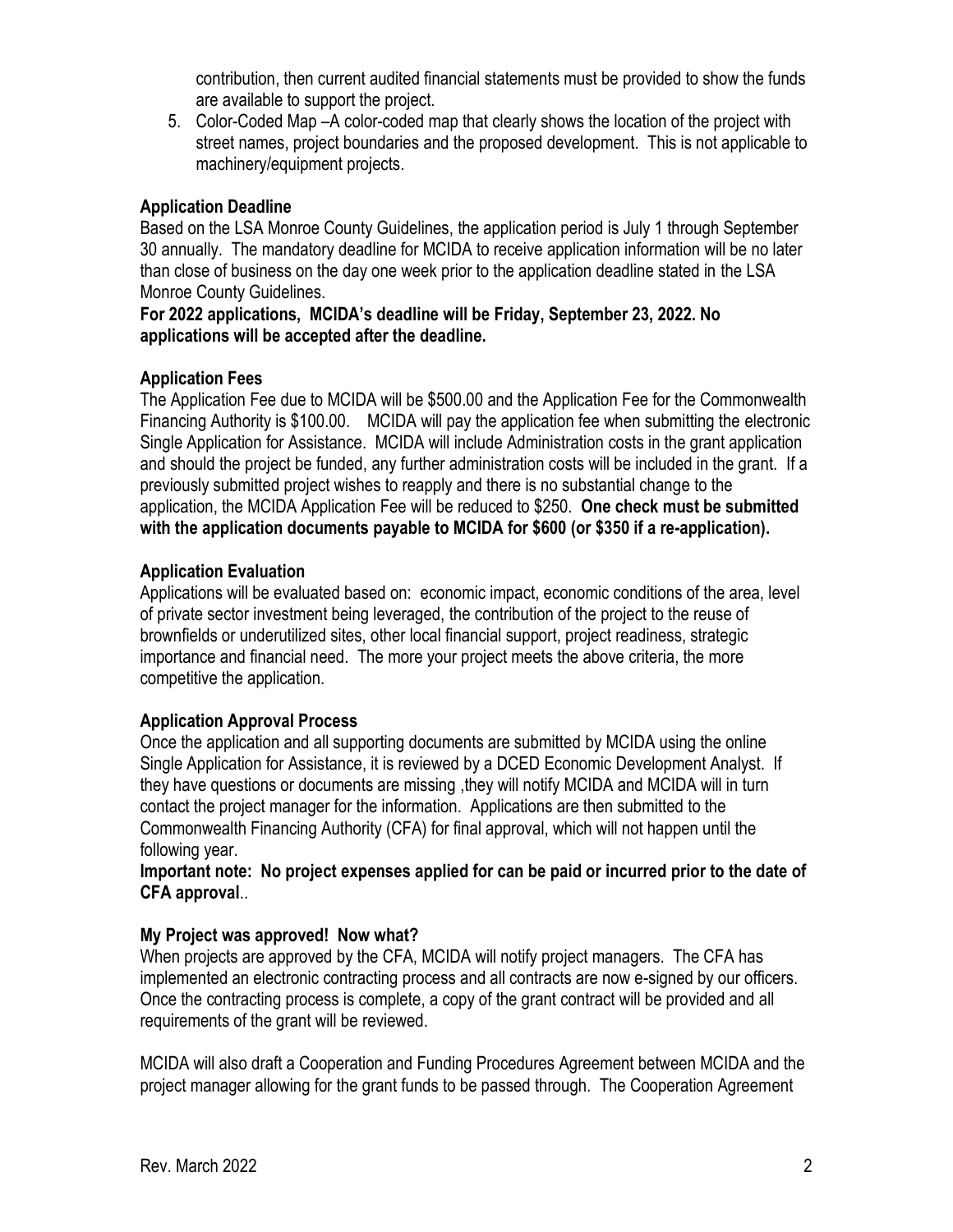contribution, then current audited financial statements must be provided to show the funds are available to support the project.

5. Color-Coded Map –A color-coded map that clearly shows the location of the project with street names, project boundaries and the proposed development. This is not applicable to machinery/equipment projects.

**Application Deadline**

Based on the LSA Monroe County Guidelines, the application period is July 1 through September 30 annually. The mandatory deadline for MCIDA to receive application information will be no later than close of business on the day one week prior to the application deadline stated in the LSA Monroe County Guidelines.

**For 2022 applications, MCIDA's deadline will be Friday, September 23, 2022. No applications will be accepted after the deadline.**

**Application Fees**

The Application Fee due to MCIDA will be $500.00 and the Application Fee for the Commonwealth Financing Authority is $100.00. MCIDA will pay the application fee when submitting the electronic Single Application for Assistance. MCIDA will include Administration costs in the grant application and should the project be funded, any further administration costs will be included in the grant. If a previously submitted project wishes to reapply and there is no substantial change to the application, the MCIDA Application Fee will be reduced to $250. **One check must be submitted with the application documents payable to MCIDA for $600 (or $350 if a re-application).**

**Application Evaluation**

Applications will be evaluated based on: economic impact, economic conditions of the area, level of private sector investment being leveraged, the contribution of the project to the reuse of brownfields or underutilized sites, other local financial support, project readiness, strategic importance and financial need. The more your project meets the above criteria, the more competitive the application.

**Application Approval Process**

Once the application and all supporting documents are submitted by MCIDA using the online Single Application for Assistance, it is reviewed by a DCED Economic Development Analyst. If they have questions or documents are missing ,they will notify MCIDA and MCIDA will in turn contact the project manager for the information. Applications are then submitted to the Commonwealth Financing Authority (CFA) for final approval, which will not happen until the following year.

**Important note: No project expenses applied for can be paid or incurred prior to the date of CFA approval**..

**My Project was approved! Now what?**

When projects are approved by the CFA, MCIDA will notify project managers. The CFA has implemented an electronic contracting process and all contracts are now e-signed by our officers. Once the contracting process is complete, a copy of the grant contract will be provided and all requirements of the grant will be reviewed.

MCIDA will also draft a Cooperation and Funding Procedures Agreement between MCIDA and the project manager allowing for the grant funds to be passed through. The Cooperation Agreement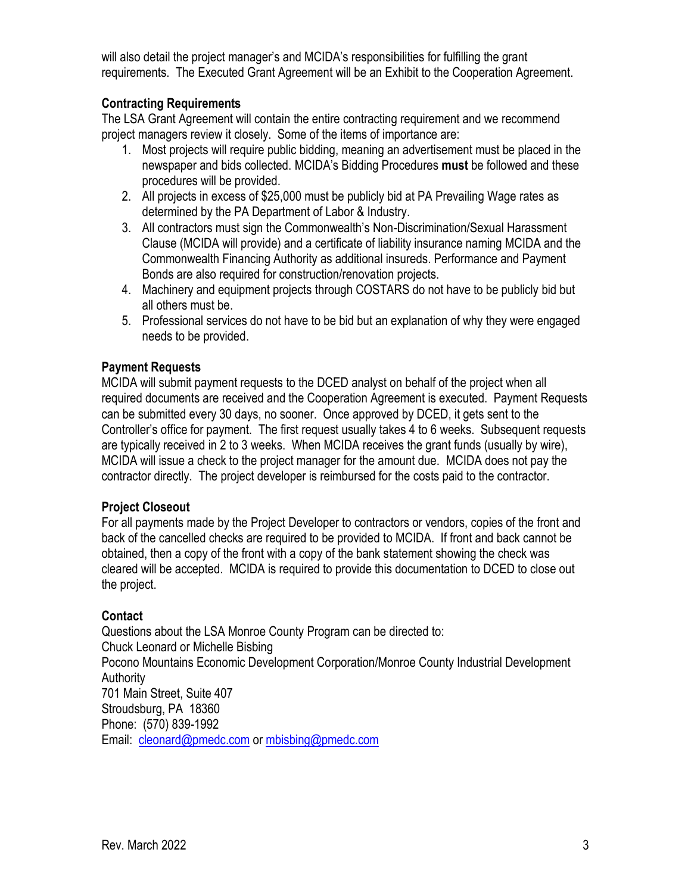will also detail the project manager's and MCIDA's responsibilities for fulfilling the grant requirements. The Executed Grant Agreement will be an Exhibit to the Cooperation Agreement.

**Contracting Requirements**

The LSA Grant Agreement will contain the entire contracting requirement and we recommend project managers review it closely. Some of the items of importance are:

1. Most projects will require public bidding, meaning an advertisement must be placed in the newspaper and bids collected. MCIDA's Bidding Procedures **must** be followed and these procedures will be provided.
2. All projects in excess of $25,000 must be publicly bid at PA Prevailing Wage rates as determined by the PA Department of Labor & Industry.
3. All contractors must sign the Commonwealth's Non-Discrimination/Sexual Harassment Clause (MCIDA will provide) and a certificate of liability insurance naming MCIDA and the Commonwealth Financing Authority as additional insureds. Performance and Payment Bonds are also required for construction/renovation projects.
4. Machinery and equipment projects through COSTARS do not have to be publicly bid but all others must be.
5. Professional services do not have to be bid but an explanation of why they were engaged needs to be provided.

**Payment Requests**

MCIDA will submit payment requests to the DCED analyst on behalf of the project when all required documents are received and the Cooperation Agreement is executed. Payment Requests can be submitted every 30 days, no sooner. Once approved by DCED, it gets sent to the Controller's office for payment. The first request usually takes 4 to 6 weeks. Subsequent requests are typically received in 2 to 3 weeks. When MCIDA receives the grant funds (usually by wire), MCIDA will issue a check to the project manager for the amount due. MCIDA does not pay the contractor directly. The project developer is reimbursed for the costs paid to the contractor.

**Project Closeout**

For all payments made by the Project Developer to contractors or vendors, copies of the front and back of the cancelled checks are required to be provided to MCIDA. If front and back cannot be obtained, then a copy of the front with a copy of the bank statement showing the check was cleared will be accepted. MCIDA is required to provide this documentation to DCED to close out the project.

**Contact**

Questions about the LSA Monroe County Program can be directed to:
Chuck Leonard or Michelle Bisbing
Pocono Mountains Economic Development Corporation/Monroe County Industrial Development Authority
701 Main Street, Suite 407
Stroudsburg, PA 18360
Phone: (570) 839-1992
Email: cleonard@pmedc.com or mbisbing@pmedc.com

Rev. March 2022